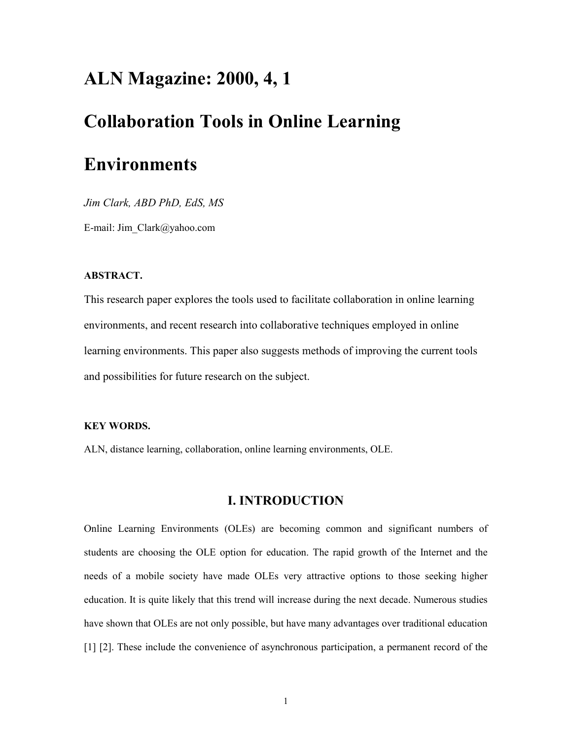# ALN Magazine: 2000, 4, 1

# Collaboration Tools in Online Learning Environments

*Jim Clark, ABD PhD, EdS, MS*

E-mail: Jim_Clark@yahoo.com

**ABSTRACT.**

This research paper explores the tools used to facilitate collaboration in online learning environments, and recent research into collaborative techniques employed in online learning environments. This paper also suggests methods of improving the current tools and possibilities for future research on the subject.

**KEY WORDS.**

ALN, distance learning, collaboration, online learning environments, OLE.

## I. INTRODUCTION

Online Learning Environments (OLEs) are becoming common and significant numbers of students are choosing the OLE option for education. The rapid growth of the Internet and the needs of a mobile society have made OLEs very attractive options to those seeking higher education. It is quite likely that this trend will increase during the next decade. Numerous studies have shown that OLEs are not only possible, but have many advantages over traditional education [1] [2]. These include the convenience of asynchronous participation, a permanent record of the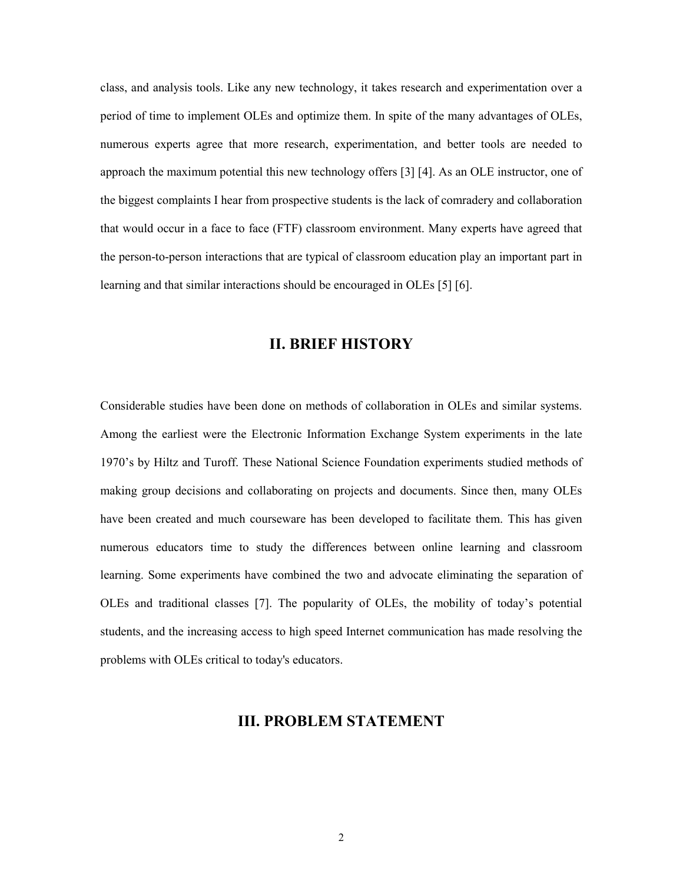class, and analysis tools. Like any new technology, it takes research and experimentation over a period of time to implement OLEs and optimize them. In spite of the many advantages of OLEs, numerous experts agree that more research, experimentation, and better tools are needed to approach the maximum potential this new technology offers [3] [4]. As an OLE instructor, one of the biggest complaints I hear from prospective students is the lack of comradery and collaboration that would occur in a face to face (FTF) classroom environment. Many experts have agreed that the person-to-person interactions that are typical of classroom education play an important part in learning and that similar interactions should be encouraged in OLEs [5] [6].

## II. BRIEF HISTORY

Considerable studies have been done on methods of collaboration in OLEs and similar systems. Among the earliest were the Electronic Information Exchange System experiments in the late 1970's by Hiltz and Turoff. These National Science Foundation experiments studied methods of making group decisions and collaborating on projects and documents. Since then, many OLEs have been created and much courseware has been developed to facilitate them. This has given numerous educators time to study the differences between online learning and classroom learning. Some experiments have combined the two and advocate eliminating the separation of OLEs and traditional classes [7]. The popularity of OLEs, the mobility of today's potential students, and the increasing access to high speed Internet communication has made resolving the problems with OLEs critical to today's educators.

## III. PROBLEM STATEMENT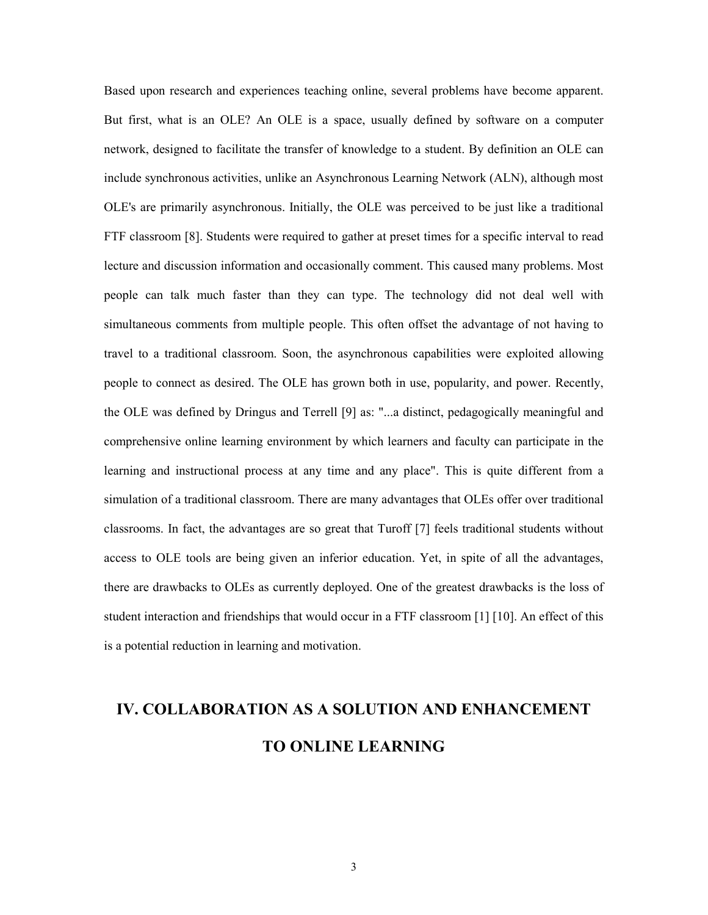Based upon research and experiences teaching online, several problems have become apparent. But first, what is an OLE? An OLE is a space, usually defined by software on a computer network, designed to facilitate the transfer of knowledge to a student. By definition an OLE can include synchronous activities, unlike an Asynchronous Learning Network (ALN), although most OLE's are primarily asynchronous. Initially, the OLE was perceived to be just like a traditional FTF classroom [8]. Students were required to gather at preset times for a specific interval to read lecture and discussion information and occasionally comment. This caused many problems. Most people can talk much faster than they can type. The technology did not deal well with simultaneous comments from multiple people. This often offset the advantage of not having to travel to a traditional classroom. Soon, the asynchronous capabilities were exploited allowing people to connect as desired. The OLE has grown both in use, popularity, and power. Recently, the OLE was defined by Dringus and Terrell [9] as: "...a distinct, pedagogically meaningful and comprehensive online learning environment by which learners and faculty can participate in the learning and instructional process at any time and any place". This is quite different from a simulation of a traditional classroom. There are many advantages that OLEs offer over traditional classrooms. In fact, the advantages are so great that Turoff [7] feels traditional students without access to OLE tools are being given an inferior education. Yet, in spite of all the advantages, there are drawbacks to OLEs as currently deployed. One of the greatest drawbacks is the loss of student interaction and friendships that would occur in a FTF classroom [1] [10]. An effect of this is a potential reduction in learning and motivation.

## IV. COLLABORATION AS A SOLUTION AND ENHANCEMENT TO ONLINE LEARNING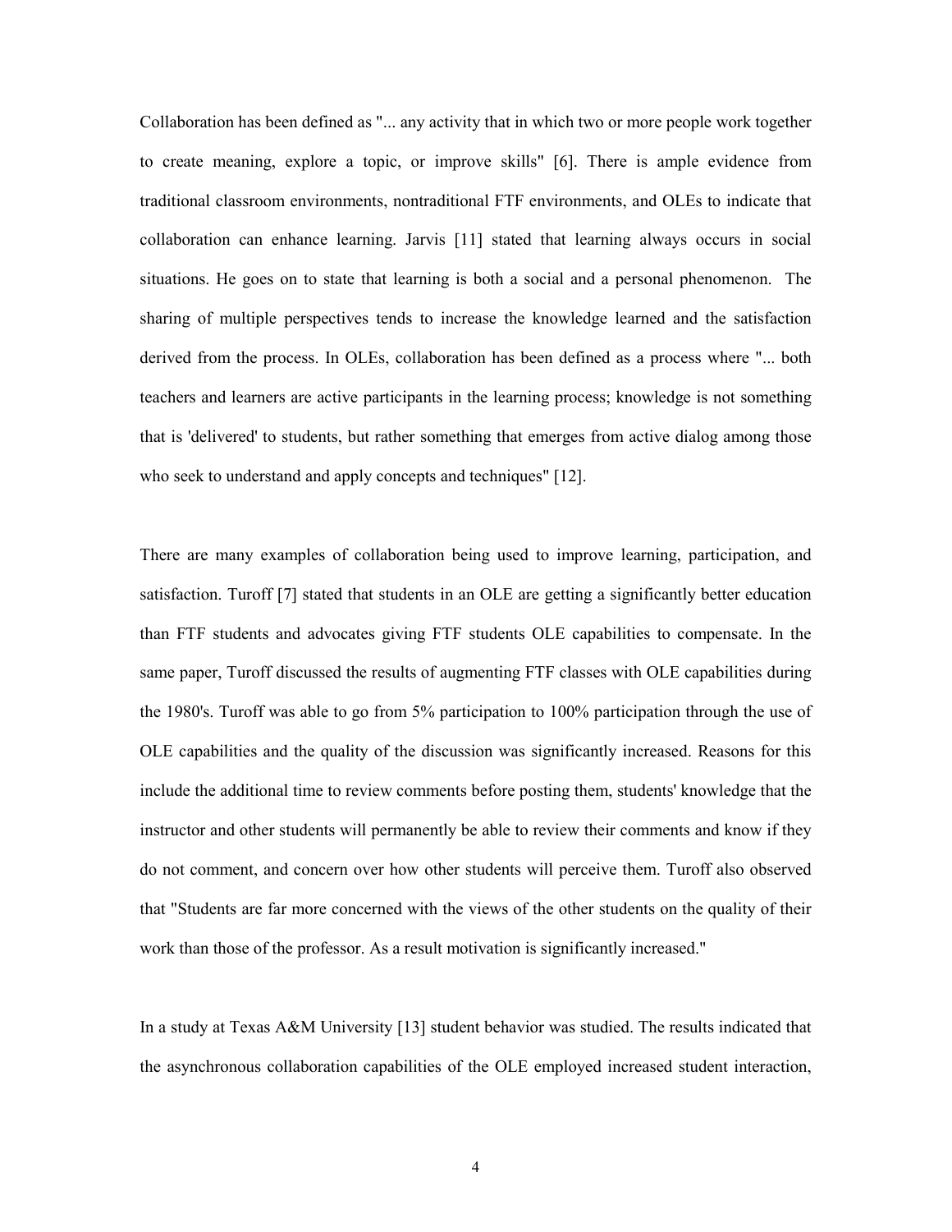Collaboration has been defined as "... any activity that in which two or more people work together to create meaning, explore a topic, or improve skills" [6]. There is ample evidence from traditional classroom environments, nontraditional FTF environments, and OLEs to indicate that collaboration can enhance learning. Jarvis [11] stated that learning always occurs in social situations. He goes on to state that learning is both a social and a personal phenomenon. The sharing of multiple perspectives tends to increase the knowledge learned and the satisfaction derived from the process. In OLEs, collaboration has been defined as a process where "... both teachers and learners are active participants in the learning process; knowledge is not something that is 'delivered' to students, but rather something that emerges from active dialog among those who seek to understand and apply concepts and techniques" [12].

There are many examples of collaboration being used to improve learning, participation, and satisfaction. Turoff [7] stated that students in an OLE are getting a significantly better education than FTF students and advocates giving FTF students OLE capabilities to compensate. In the same paper, Turoff discussed the results of augmenting FTF classes with OLE capabilities during the 1980's. Turoff was able to go from 5% participation to 100% participation through the use of OLE capabilities and the quality of the discussion was significantly increased. Reasons for this include the additional time to review comments before posting them, students' knowledge that the instructor and other students will permanently be able to review their comments and know if they do not comment, and concern over how other students will perceive them. Turoff also observed that "Students are far more concerned with the views of the other students on the quality of their work than those of the professor. As a result motivation is significantly increased."

In a study at Texas A&M University [13] student behavior was studied. The results indicated that the asynchronous collaboration capabilities of the OLE employed increased student interaction,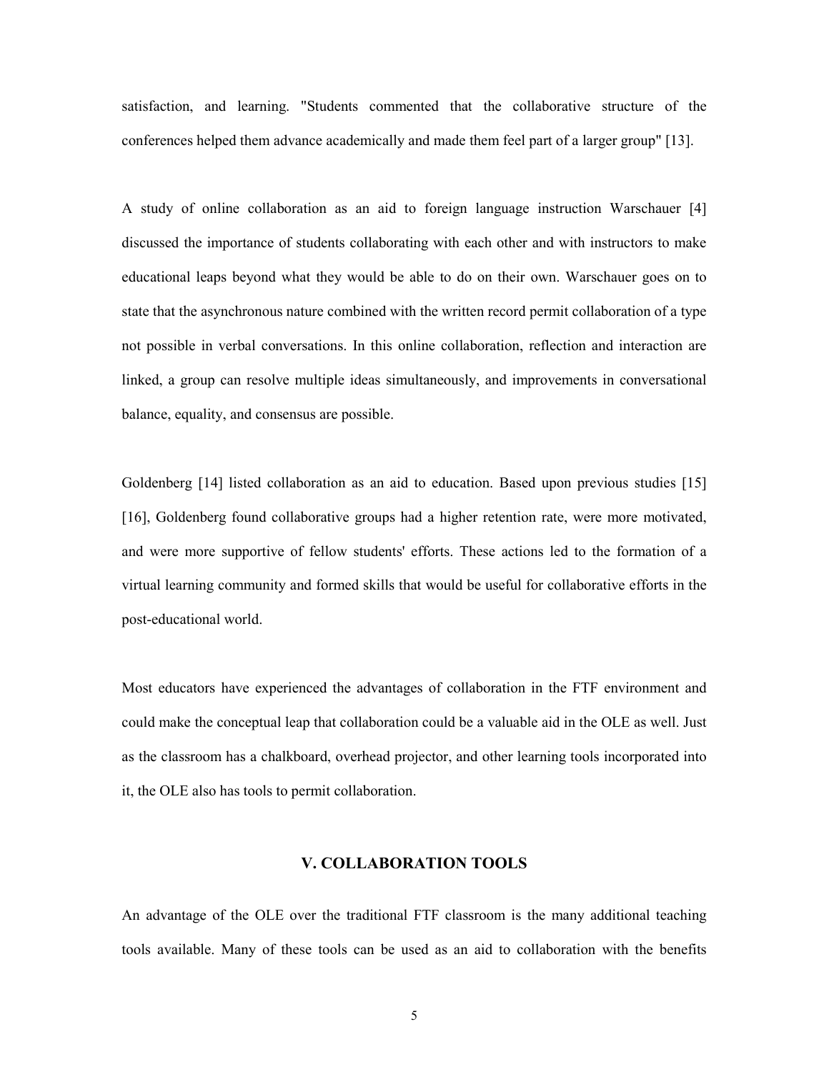satisfaction, and learning. "Students commented that the collaborative structure of the conferences helped them advance academically and made them feel part of a larger group" [13].

A study of online collaboration as an aid to foreign language instruction Warschauer [4] discussed the importance of students collaborating with each other and with instructors to make educational leaps beyond what they would be able to do on their own. Warschauer goes on to state that the asynchronous nature combined with the written record permit collaboration of a type not possible in verbal conversations. In this online collaboration, reflection and interaction are linked, a group can resolve multiple ideas simultaneously, and improvements in conversational balance, equality, and consensus are possible.

Goldenberg [14] listed collaboration as an aid to education. Based upon previous studies [15] [16], Goldenberg found collaborative groups had a higher retention rate, were more motivated, and were more supportive of fellow students' efforts. These actions led to the formation of a virtual learning community and formed skills that would be useful for collaborative efforts in the post-educational world.

Most educators have experienced the advantages of collaboration in the FTF environment and could make the conceptual leap that collaboration could be a valuable aid in the OLE as well. Just as the classroom has a chalkboard, overhead projector, and other learning tools incorporated into it, the OLE also has tools to permit collaboration.

## V. COLLABORATION TOOLS

An advantage of the OLE over the traditional FTF classroom is the many additional teaching tools available. Many of these tools can be used as an aid to collaboration with the benefits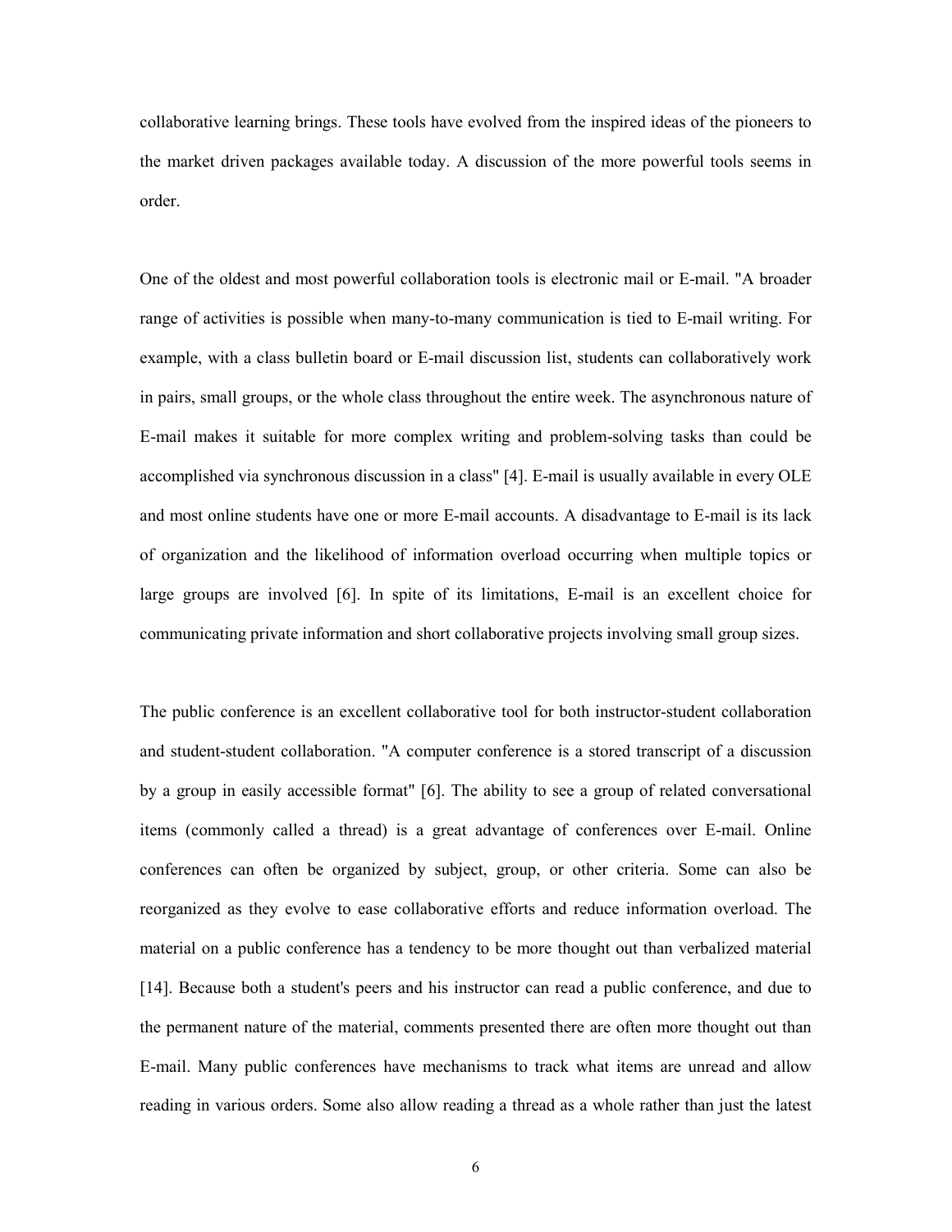collaborative learning brings. These tools have evolved from the inspired ideas of the pioneers to the market driven packages available today. A discussion of the more powerful tools seems in order.

One of the oldest and most powerful collaboration tools is electronic mail or E-mail. "A broader range of activities is possible when many-to-many communication is tied to E-mail writing. For example, with a class bulletin board or E-mail discussion list, students can collaboratively work in pairs, small groups, or the whole class throughout the entire week. The asynchronous nature of E-mail makes it suitable for more complex writing and problem-solving tasks than could be accomplished via synchronous discussion in a class" [4]. E-mail is usually available in every OLE and most online students have one or more E-mail accounts. A disadvantage to E-mail is its lack of organization and the likelihood of information overload occurring when multiple topics or large groups are involved [6]. In spite of its limitations, E-mail is an excellent choice for communicating private information and short collaborative projects involving small group sizes.

The public conference is an excellent collaborative tool for both instructor-student collaboration and student-student collaboration. "A computer conference is a stored transcript of a discussion by a group in easily accessible format" [6]. The ability to see a group of related conversational items (commonly called a thread) is a great advantage of conferences over E-mail. Online conferences can often be organized by subject, group, or other criteria. Some can also be reorganized as they evolve to ease collaborative efforts and reduce information overload. The material on a public conference has a tendency to be more thought out than verbalized material [14]. Because both a student's peers and his instructor can read a public conference, and due to the permanent nature of the material, comments presented there are often more thought out than E-mail. Many public conferences have mechanisms to track what items are unread and allow reading in various orders. Some also allow reading a thread as a whole rather than just the latest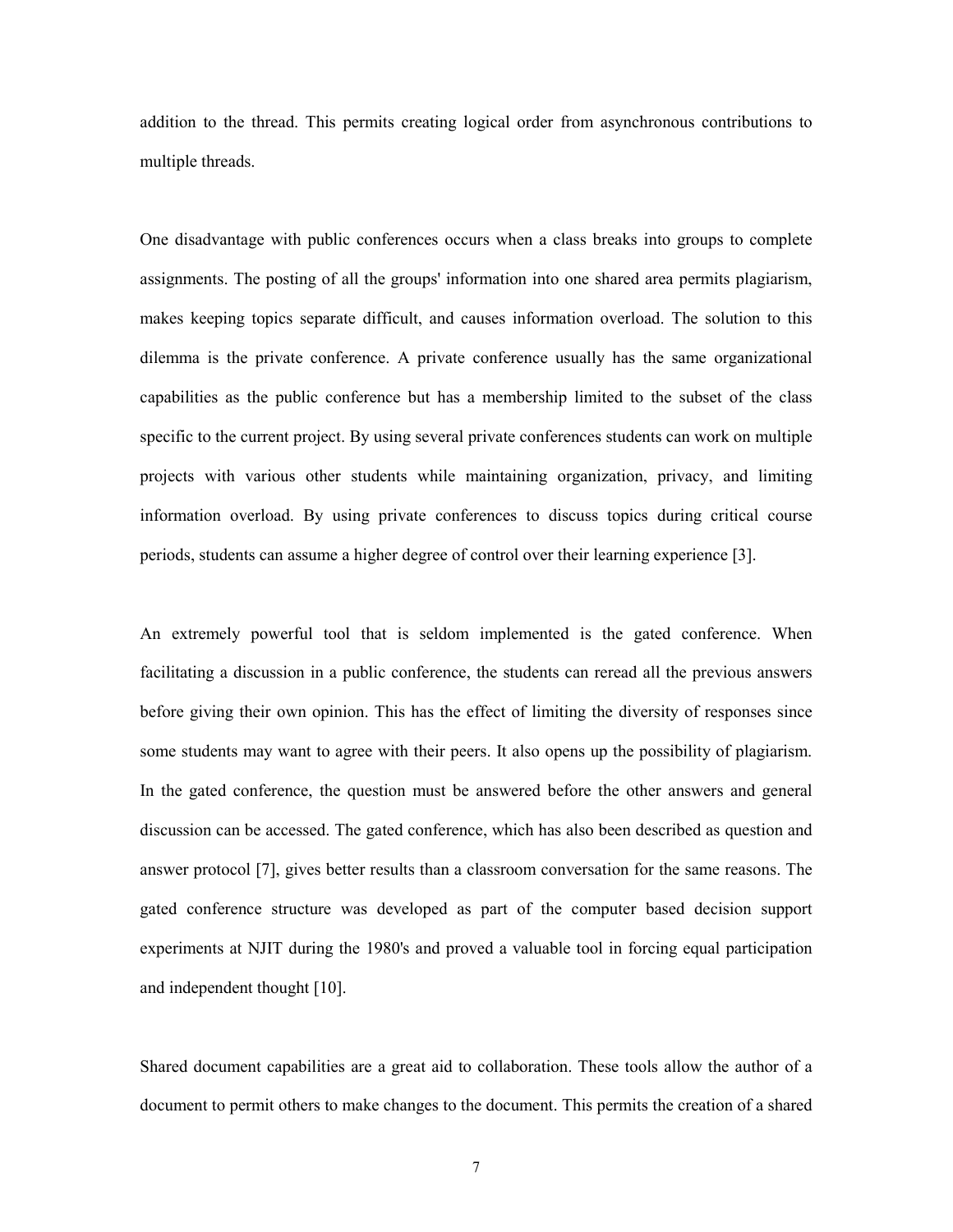addition to the thread. This permits creating logical order from asynchronous contributions to multiple threads.

One disadvantage with public conferences occurs when a class breaks into groups to complete assignments. The posting of all the groups' information into one shared area permits plagiarism, makes keeping topics separate difficult, and causes information overload. The solution to this dilemma is the private conference. A private conference usually has the same organizational capabilities as the public conference but has a membership limited to the subset of the class specific to the current project. By using several private conferences students can work on multiple projects with various other students while maintaining organization, privacy, and limiting information overload. By using private conferences to discuss topics during critical course periods, students can assume a higher degree of control over their learning experience [3].

An extremely powerful tool that is seldom implemented is the gated conference. When facilitating a discussion in a public conference, the students can reread all the previous answers before giving their own opinion. This has the effect of limiting the diversity of responses since some students may want to agree with their peers. It also opens up the possibility of plagiarism. In the gated conference, the question must be answered before the other answers and general discussion can be accessed. The gated conference, which has also been described as question and answer protocol [7], gives better results than a classroom conversation for the same reasons. The gated conference structure was developed as part of the computer based decision support experiments at NJIT during the 1980's and proved a valuable tool in forcing equal participation and independent thought [10].

Shared document capabilities are a great aid to collaboration. These tools allow the author of a document to permit others to make changes to the document. This permits the creation of a shared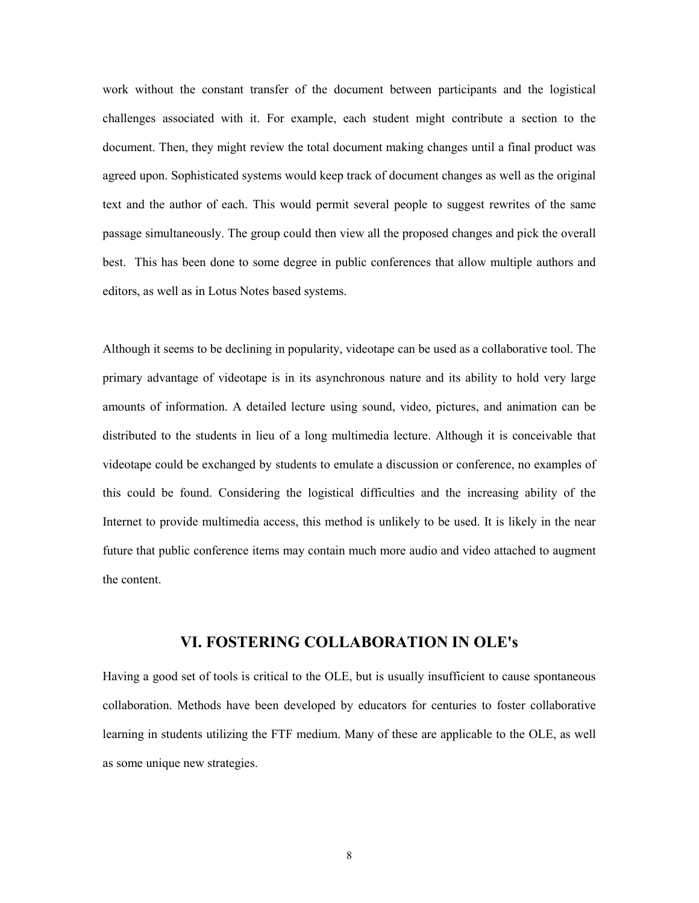work without the constant transfer of the document between participants and the logistical challenges associated with it. For example, each student might contribute a section to the document. Then, they might review the total document making changes until a final product was agreed upon. Sophisticated systems would keep track of document changes as well as the original text and the author of each. This would permit several people to suggest rewrites of the same passage simultaneously. The group could then view all the proposed changes and pick the overall best. This has been done to some degree in public conferences that allow multiple authors and editors, as well as in Lotus Notes based systems.

Although it seems to be declining in popularity, videotape can be used as a collaborative tool. The primary advantage of videotape is in its asynchronous nature and its ability to hold very large amounts of information. A detailed lecture using sound, video, pictures, and animation can be distributed to the students in lieu of a long multimedia lecture. Although it is conceivable that videotape could be exchanged by students to emulate a discussion or conference, no examples of this could be found. Considering the logistical difficulties and the increasing ability of the Internet to provide multimedia access, this method is unlikely to be used. It is likely in the near future that public conference items may contain much more audio and video attached to augment the content.

## VI. FOSTERING COLLABORATION IN OLE's

Having a good set of tools is critical to the OLE, but is usually insufficient to cause spontaneous collaboration. Methods have been developed by educators for centuries to foster collaborative learning in students utilizing the FTF medium. Many of these are applicable to the OLE, as well as some unique new strategies.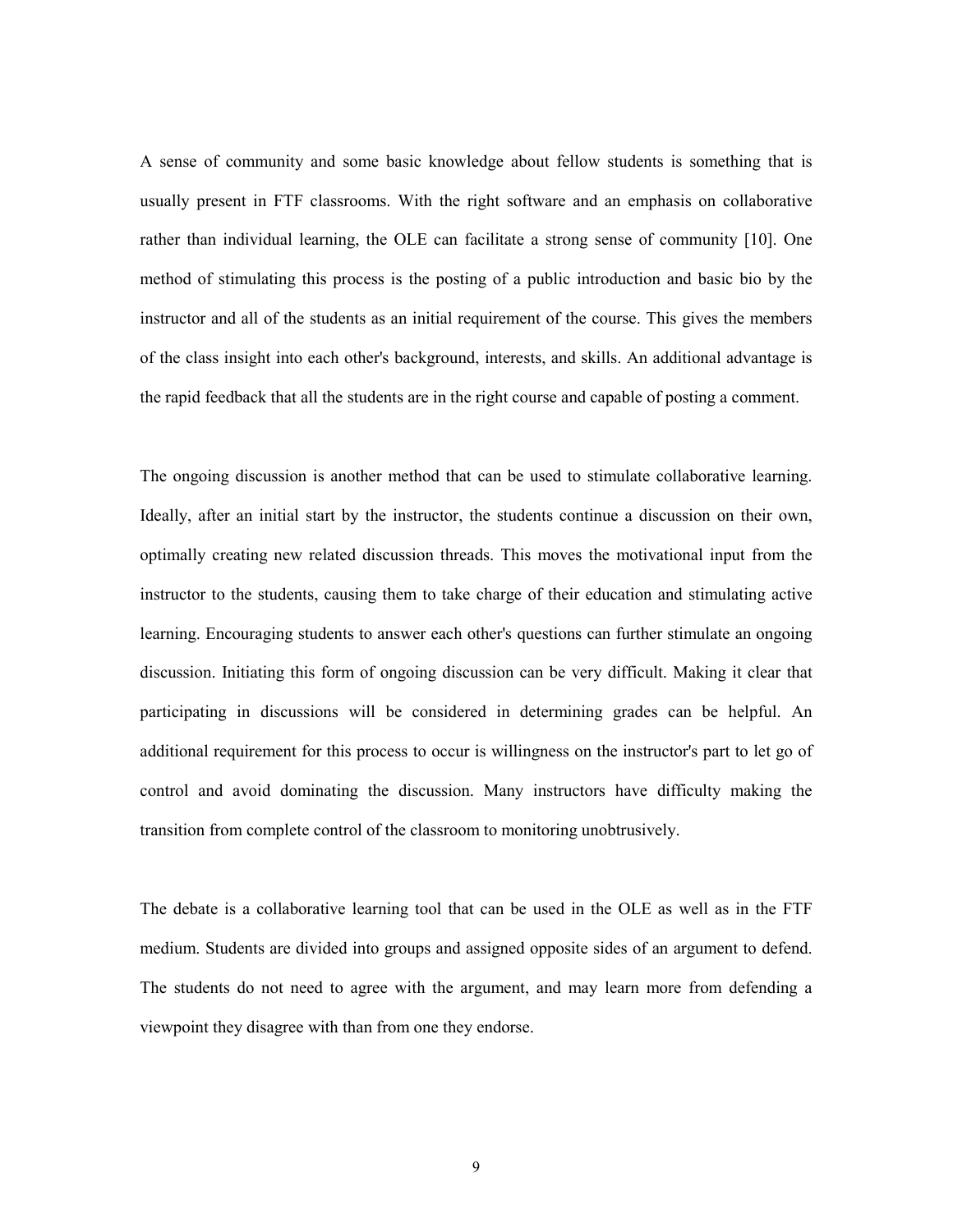A sense of community and some basic knowledge about fellow students is something that is usually present in FTF classrooms. With the right software and an emphasis on collaborative rather than individual learning, the OLE can facilitate a strong sense of community [10]. One method of stimulating this process is the posting of a public introduction and basic bio by the instructor and all of the students as an initial requirement of the course. This gives the members of the class insight into each other's background, interests, and skills. An additional advantage is the rapid feedback that all the students are in the right course and capable of posting a comment.

The ongoing discussion is another method that can be used to stimulate collaborative learning. Ideally, after an initial start by the instructor, the students continue a discussion on their own, optimally creating new related discussion threads. This moves the motivational input from the instructor to the students, causing them to take charge of their education and stimulating active learning. Encouraging students to answer each other's questions can further stimulate an ongoing discussion. Initiating this form of ongoing discussion can be very difficult. Making it clear that participating in discussions will be considered in determining grades can be helpful. An additional requirement for this process to occur is willingness on the instructor's part to let go of control and avoid dominating the discussion. Many instructors have difficulty making the transition from complete control of the classroom to monitoring unobtrusively.

The debate is a collaborative learning tool that can be used in the OLE as well as in the FTF medium. Students are divided into groups and assigned opposite sides of an argument to defend. The students do not need to agree with the argument, and may learn more from defending a viewpoint they disagree with than from one they endorse.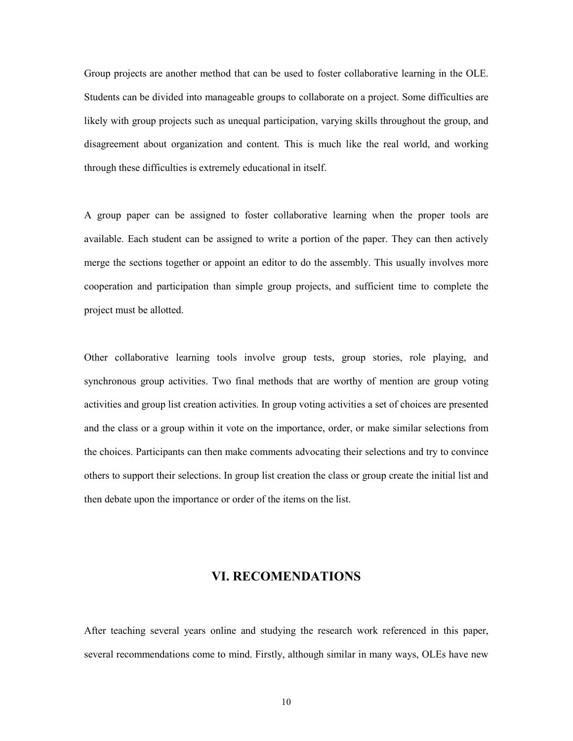Group projects are another method that can be used to foster collaborative learning in the OLE. Students can be divided into manageable groups to collaborate on a project. Some difficulties are likely with group projects such as unequal participation, varying skills throughout the group, and disagreement about organization and content. This is much like the real world, and working through these difficulties is extremely educational in itself.

A group paper can be assigned to foster collaborative learning when the proper tools are available. Each student can be assigned to write a portion of the paper. They can then actively merge the sections together or appoint an editor to do the assembly. This usually involves more cooperation and participation than simple group projects, and sufficient time to complete the project must be allotted.

Other collaborative learning tools involve group tests, group stories, role playing, and synchronous group activities. Two final methods that are worthy of mention are group voting activities and group list creation activities. In group voting activities a set of choices are presented and the class or a group within it vote on the importance, order, or make similar selections from the choices. Participants can then make comments advocating their selections and try to convince others to support their selections. In group list creation the class or group create the initial list and then debate upon the importance or order of the items on the list.

## VI. RECOMENDATIONS

After teaching several years online and studying the research work referenced in this paper, several recommendations come to mind. Firstly, although similar in many ways, OLEs have new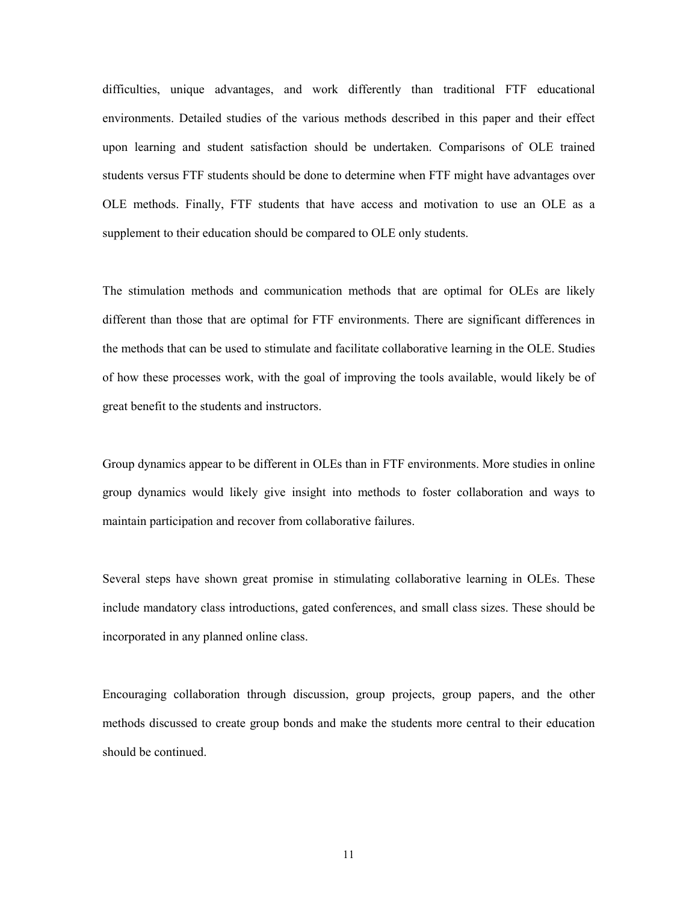difficulties, unique advantages, and work differently than traditional FTF educational environments. Detailed studies of the various methods described in this paper and their effect upon learning and student satisfaction should be undertaken. Comparisons of OLE trained students versus FTF students should be done to determine when FTF might have advantages over OLE methods. Finally, FTF students that have access and motivation to use an OLE as a supplement to their education should be compared to OLE only students.

The stimulation methods and communication methods that are optimal for OLEs are likely different than those that are optimal for FTF environments. There are significant differences in the methods that can be used to stimulate and facilitate collaborative learning in the OLE. Studies of how these processes work, with the goal of improving the tools available, would likely be of great benefit to the students and instructors.

Group dynamics appear to be different in OLEs than in FTF environments. More studies in online group dynamics would likely give insight into methods to foster collaboration and ways to maintain participation and recover from collaborative failures.

Several steps have shown great promise in stimulating collaborative learning in OLEs. These include mandatory class introductions, gated conferences, and small class sizes. These should be incorporated in any planned online class.

Encouraging collaboration through discussion, group projects, group papers, and the other methods discussed to create group bonds and make the students more central to their education should be continued.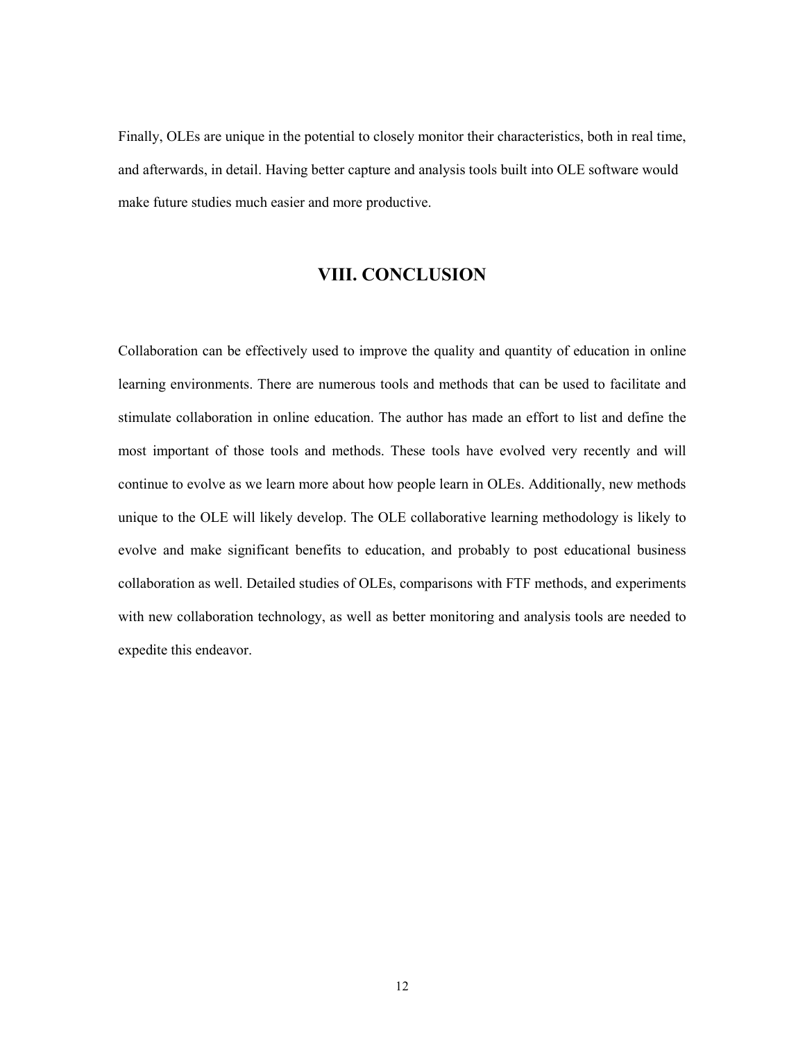Finally, OLEs are unique in the potential to closely monitor their characteristics, both in real time, and afterwards, in detail. Having better capture and analysis tools built into OLE software would make future studies much easier and more productive.

## VIII. CONCLUSION

Collaboration can be effectively used to improve the quality and quantity of education in online learning environments. There are numerous tools and methods that can be used to facilitate and stimulate collaboration in online education. The author has made an effort to list and define the most important of those tools and methods. These tools have evolved very recently and will continue to evolve as we learn more about how people learn in OLEs. Additionally, new methods unique to the OLE will likely develop. The OLE collaborative learning methodology is likely to evolve and make significant benefits to education, and probably to post educational business collaboration as well. Detailed studies of OLEs, comparisons with FTF methods, and experiments with new collaboration technology, as well as better monitoring and analysis tools are needed to expedite this endeavor.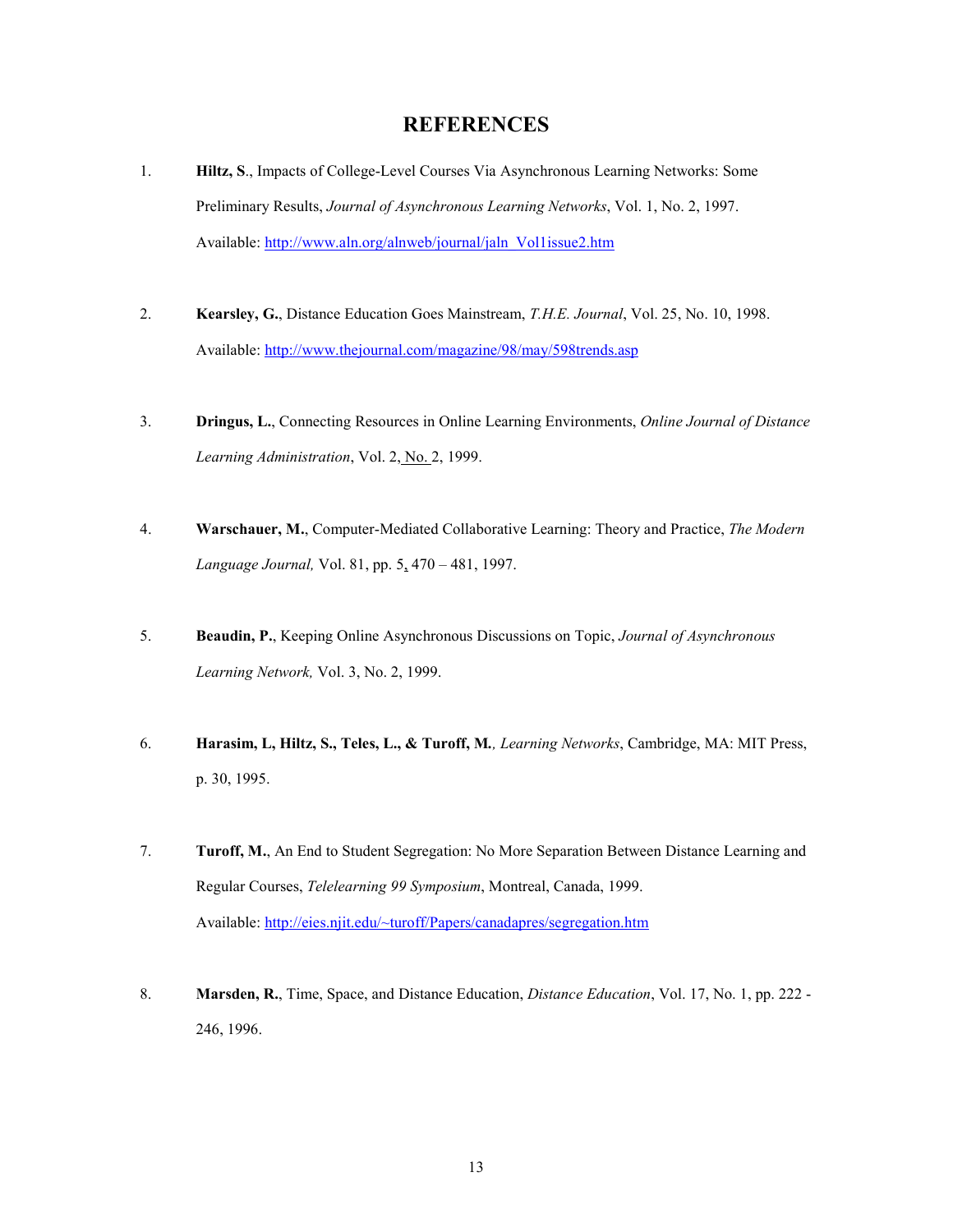# REFERENCES

1. **Hiltz, S**., Impacts of College-Level Courses Via Asynchronous Learning Networks: Some Preliminary Results, *Journal of Asynchronous Learning Networks*, Vol. 1, No. 2, 1997. Available: http://www.aln.org/alnweb/journal/jaln_Vol1issue2.htm

2. **Kearsley, G.**, Distance Education Goes Mainstream, *T.H.E. Journal*, Vol. 25, No. 10, 1998. Available: http://www.thejournal.com/magazine/98/may/598trends.asp

3. **Dringus, L.**, Connecting Resources in Online Learning Environments, *Online Journal of Distance Learning Administration*, Vol. 2, No. 2, 1999.

4. **Warschauer, M.**, Computer-Mediated Collaborative Learning: Theory and Practice, *The Modern Language Journal,* Vol. 81, pp. 5, 470 – 481, 1997.

5. **Beaudin, P.**, Keeping Online Asynchronous Discussions on Topic, *Journal of Asynchronous Learning Network,* Vol. 3, No. 2, 1999.

6. **Harasim, L, Hiltz, S., Teles, L., & Turoff, M.**, *Learning Networks*, Cambridge, MA: MIT Press, p. 30, 1995.

7. **Turoff, M.**, An End to Student Segregation: No More Separation Between Distance Learning and Regular Courses, *Telelearning 99 Symposium*, Montreal, Canada, 1999. Available: http://eies.njit.edu/~turoff/Papers/canadapres/segregation.htm

8. **Marsden, R.**, Time, Space, and Distance Education, *Distance Education*, Vol. 17, No. 1, pp. 222 - 246, 1996.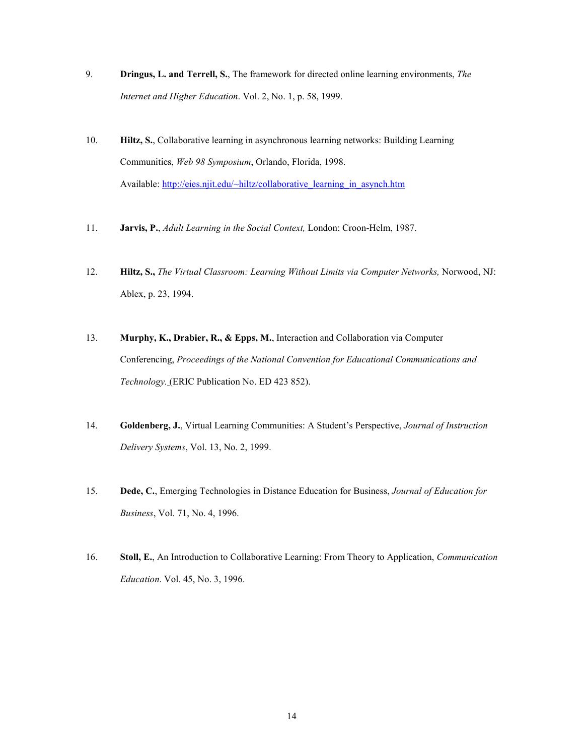9. **Dringus, L. and Terrell, S.**, The framework for directed online learning environments, *The Internet and Higher Education*. Vol. 2, No. 1, p. 58, 1999.

10. **Hiltz, S.**, Collaborative learning in asynchronous learning networks: Building Learning Communities, *Web 98 Symposium*, Orlando, Florida, 1998. Available: http://eies.njit.edu/~hiltz/collaborative_learning_in_asynch.htm

11. **Jarvis, P.**, *Adult Learning in the Social Context,* London: Croon-Helm, 1987.

12. **Hiltz, S.,** *The Virtual Classroom: Learning Without Limits via Computer Networks,* Norwood, NJ: Ablex, p. 23, 1994.

13. **Murphy, K., Drabier, R., & Epps, M.**, Interaction and Collaboration via Computer Conferencing, *Proceedings of the National Convention for Educational Communications and Technology.* (ERIC Publication No. ED 423 852).

14. **Goldenberg, J.**, Virtual Learning Communities: A Student's Perspective, *Journal of Instruction Delivery Systems*, Vol. 13, No. 2, 1999.

15. **Dede, C.**, Emerging Technologies in Distance Education for Business, *Journal of Education for Business*, Vol. 71, No. 4, 1996.

16. **Stoll, E.**, An Introduction to Collaborative Learning: From Theory to Application, *Communication Education*. Vol. 45, No. 3, 1996.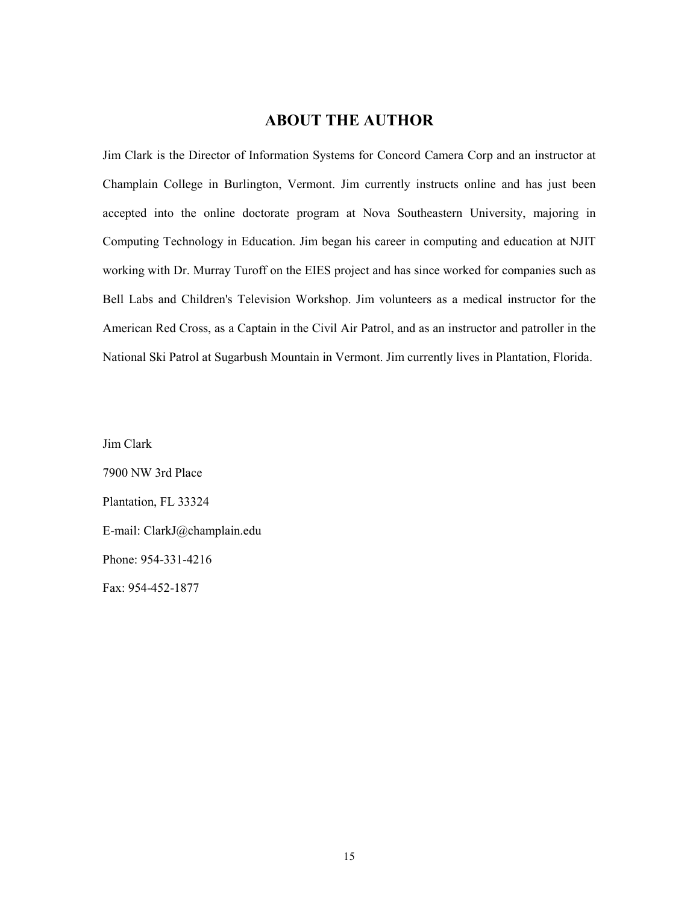## ABOUT THE AUTHOR

Jim Clark is the Director of Information Systems for Concord Camera Corp and an instructor at Champlain College in Burlington, Vermont. Jim currently instructs online and has just been accepted into the online doctorate program at Nova Southeastern University, majoring in Computing Technology in Education. Jim began his career in computing and education at NJIT working with Dr. Murray Turoff on the EIES project and has since worked for companies such as Bell Labs and Children's Television Workshop. Jim volunteers as a medical instructor for the American Red Cross, as a Captain in the Civil Air Patrol, and as an instructor and patroller in the National Ski Patrol at Sugarbush Mountain in Vermont. Jim currently lives in Plantation, Florida.

Jim Clark

7900 NW 3rd Place

Plantation, FL 33324

E-mail: ClarkJ@champlain.edu

Phone: 954-331-4216

Fax: 954-452-1877